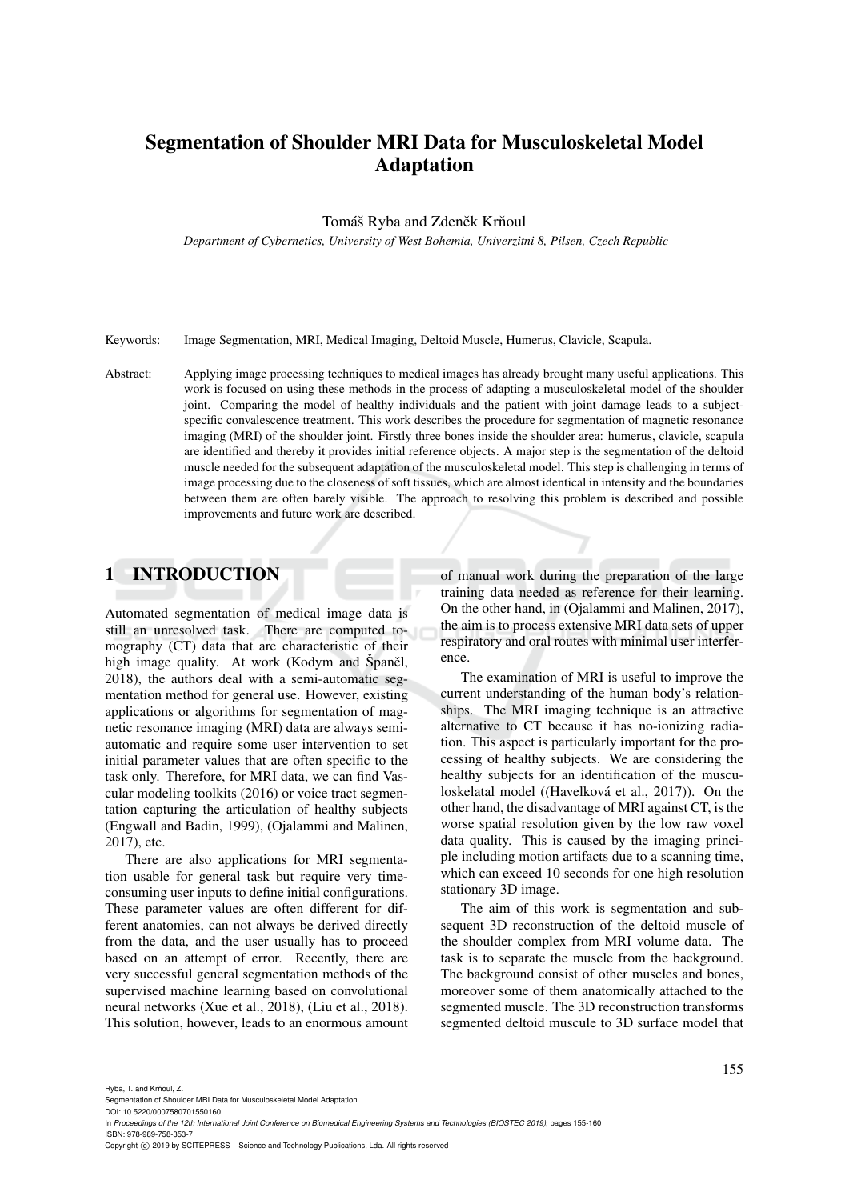# Segmentation of Shoulder MRI Data for Musculoskeletal Model Adaptation

Tomáš Ryba and Zdeněk Krňoul

*Department of Cybernetics, University of West Bohemia, Univerzitni 8, Pilsen, Czech Republic*

Keywords: Image Segmentation, MRI, Medical Imaging, Deltoid Muscle, Humerus, Clavicle, Scapula.

Abstract: Applying image processing techniques to medical images has already brought many useful applications. This work is focused on using these methods in the process of adapting a musculoskeletal model of the shoulder joint. Comparing the model of healthy individuals and the patient with joint damage leads to a subject-specific convalescence treatment. This work describes the procedure for segmentation of magnetic resonance imaging (MRI) of the shoulder joint. Firstly three bones inside the shoulder area: humerus, clavicle, scapula are identified and thereby it provides initial reference objects. A major step is the segmentation of the deltoid muscle needed for the subsequent adaptation of the musculoskeletal model. This step is challenging in terms of image processing due to the closeness of soft tissues, which are almost identical in intensity and the boundaries between them are often barely visible. The approach to resolving this problem is described and possible improvements and future work are described.

## 1 INTRODUCTION

Automated segmentation of medical image data is still an unresolved task. There are computed tomography (CT) data that are characteristic of their high image quality. At work (Kodym and Španěl, 2018), the authors deal with a semi-automatic segmentation method for general use. However, existing applications or algorithms for segmentation of magnetic resonance imaging (MRI) data are always semi-automatic and require some user intervention to set initial parameter values that are often specific to the task only. Therefore, for MRI data, we can find Vascular modeling toolkits (2016) or voice tract segmentation capturing the articulation of healthy subjects (Engwall and Badin, 1999), (Ojalammi and Malinen, 2017), etc.

There are also applications for MRI segmentation usable for general task but require very time-consuming user inputs to define initial configurations. These parameter values are often different for different anatomies, can not always be derived directly from the data, and the user usually has to proceed based on an attempt of error. Recently, there are very successful general segmentation methods of the supervised machine learning based on convolutional neural networks (Xue et al., 2018), (Liu et al., 2018). This solution, however, leads to an enormous amount of manual work during the preparation of the large training data needed as reference for their learning. On the other hand, in (Ojalammi and Malinen, 2017), the aim is to process extensive MRI data sets of upper respiratory and oral routes with minimal user interference.

The examination of MRI is useful to improve the current understanding of the human body's relationships. The MRI imaging technique is an attractive alternative to CT because it has no-ionizing radiation. This aspect is particularly important for the processing of healthy subjects. We are considering the healthy subjects for an identification of the musculoskelatal model ((Havelková et al., 2017)). On the other hand, the disadvantage of MRI against CT, is the worse spatial resolution given by the low raw voxel data quality. This is caused by the imaging principle including motion artifacts due to a scanning time, which can exceed 10 seconds for one high resolution stationary 3D image.

The aim of this work is segmentation and subsequent 3D reconstruction of the deltoid muscle of the shoulder complex from MRI volume data. The task is to separate the muscle from the background. The background consist of other muscles and bones, moreover some of them anatomically attached to the segmented muscle. The 3D reconstruction transforms segmented deltoid muscule to 3D surface model that

Ryba, T. and Krňoul, Z.
Segmentation of Shoulder MRI Data for Musculoskeletal Model Adaptation.
DOI: 10.5220/0007580701550160
In *Proceedings of the 12th International Joint Conference on Biomedical Engineering Systems and Technologies (BIOSTEC 2019)*, pages 155-160
ISBN: 978-989-758-353-7
Copyright © 2019 by SCITEPRESS – Science and Technology Publications, Lda. All rights reserved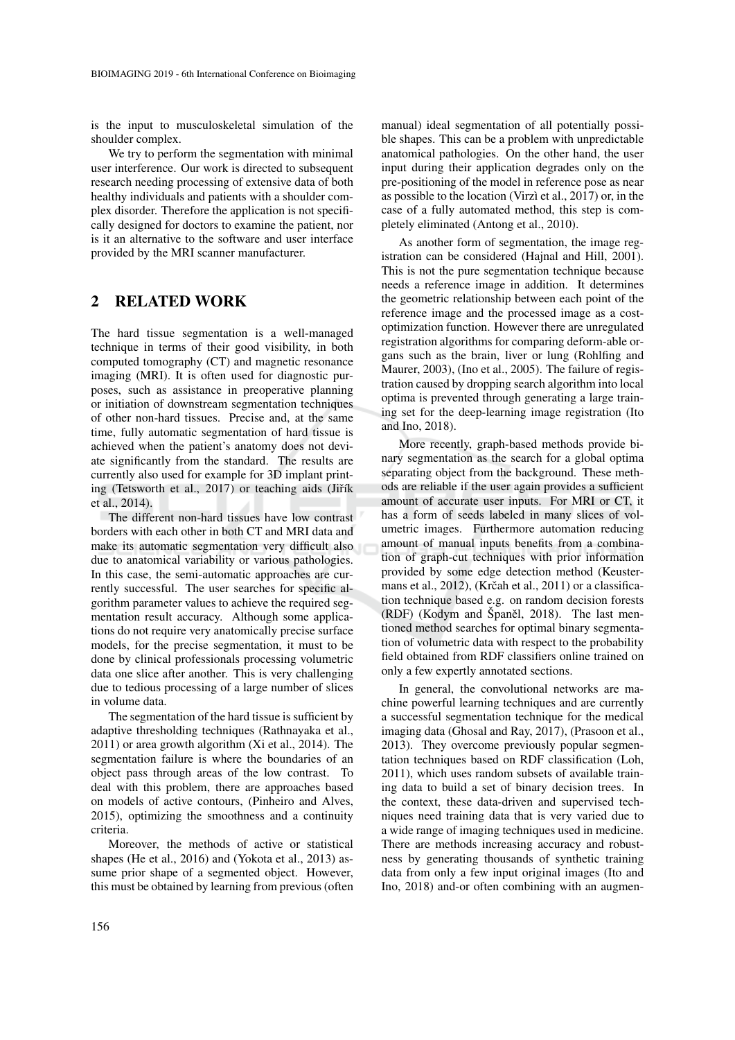is the input to musculoskeletal simulation of the shoulder complex.

We try to perform the segmentation with minimal user interference. Our work is directed to subsequent research needing processing of extensive data of both healthy individuals and patients with a shoulder complex disorder. Therefore the application is not specifically designed for doctors to examine the patient, nor is it an alternative to the software and user interface provided by the MRI scanner manufacturer.

## 2 RELATED WORK

The hard tissue segmentation is a well-managed technique in terms of their good visibility, in both computed tomography (CT) and magnetic resonance imaging (MRI). It is often used for diagnostic purposes, such as assistance in preoperative planning or initiation of downstream segmentation techniques of other non-hard tissues. Precise and, at the same time, fully automatic segmentation of hard tissue is achieved when the patient's anatomy does not deviate significantly from the standard. The results are currently also used for example for 3D implant printing (Tetsworth et al., 2017) or teaching aids (Jiřík et al., 2014).

The different non-hard tissues have low contrast borders with each other in both CT and MRI data and make its automatic segmentation very difficult also due to anatomical variability or various pathologies. In this case, the semi-automatic approaches are currently successful. The user searches for specific algorithm parameter values to achieve the required segmentation result accuracy. Although some applications do not require very anatomically precise surface models, for the precise segmentation, it must to be done by clinical professionals processing volumetric data one slice after another. This is very challenging due to tedious processing of a large number of slices in volume data.

The segmentation of the hard tissue is sufficient by adaptive thresholding techniques (Rathnayaka et al., 2011) or area growth algorithm (Xi et al., 2014). The segmentation failure is where the boundaries of an object pass through areas of the low contrast. To deal with this problem, there are approaches based on models of active contours, (Pinheiro and Alves, 2015), optimizing the smoothness and a continuity criteria.

Moreover, the methods of active or statistical shapes (He et al., 2016) and (Yokota et al., 2013) assume prior shape of a segmented object. However, this must be obtained by learning from previous (often manual) ideal segmentation of all potentially possible shapes. This can be a problem with unpredictable anatomical pathologies. On the other hand, the user input during their application degrades only on the pre-positioning of the model in reference pose as near as possible to the location (Virzì et al., 2017) or, in the case of a fully automated method, this step is completely eliminated (Antong et al., 2010).

As another form of segmentation, the image registration can be considered (Hajnal and Hill, 2001). This is not the pure segmentation technique because needs a reference image in addition. It determines the geometric relationship between each point of the reference image and the processed image as a cost-optimization function. However there are unregulated registration algorithms for comparing deform-able organs such as the brain, liver or lung (Rohlfing and Maurer, 2003), (Ino et al., 2005). The failure of registration caused by dropping search algorithm into local optima is prevented through generating a large training set for the deep-learning image registration (Ito and Ino, 2018).

More recently, graph-based methods provide binary segmentation as the search for a global optima separating object from the background. These methods are reliable if the user again provides a sufficient amount of accurate user inputs. For MRI or CT, it has a form of seeds labeled in many slices of volumetric images. Furthermore automation reducing amount of manual inputs benefits from a combination of graph-cut techniques with prior information provided by some edge detection method (Keustermans et al., 2012), (Krčah et al., 2011) or a classification technique based e.g. on random decision forests (RDF) (Kodym and Španěl, 2018). The last mentioned method searches for optimal binary segmentation of volumetric data with respect to the probability field obtained from RDF classifiers online trained on only a few expertly annotated sections.

In general, the convolutional networks are machine powerful learning techniques and are currently a successful segmentation technique for the medical imaging data (Ghosal and Ray, 2017), (Prasoon et al., 2013). They overcome previously popular segmentation techniques based on RDF classification (Loh, 2011), which uses random subsets of available training data to build a set of binary decision trees. In the context, these data-driven and supervised techniques need training data that is very varied due to a wide range of imaging techniques used in medicine. There are methods increasing accuracy and robustness by generating thousands of synthetic training data from only a few input original images (Ito and Ino, 2018) and-or often combining with an augmen-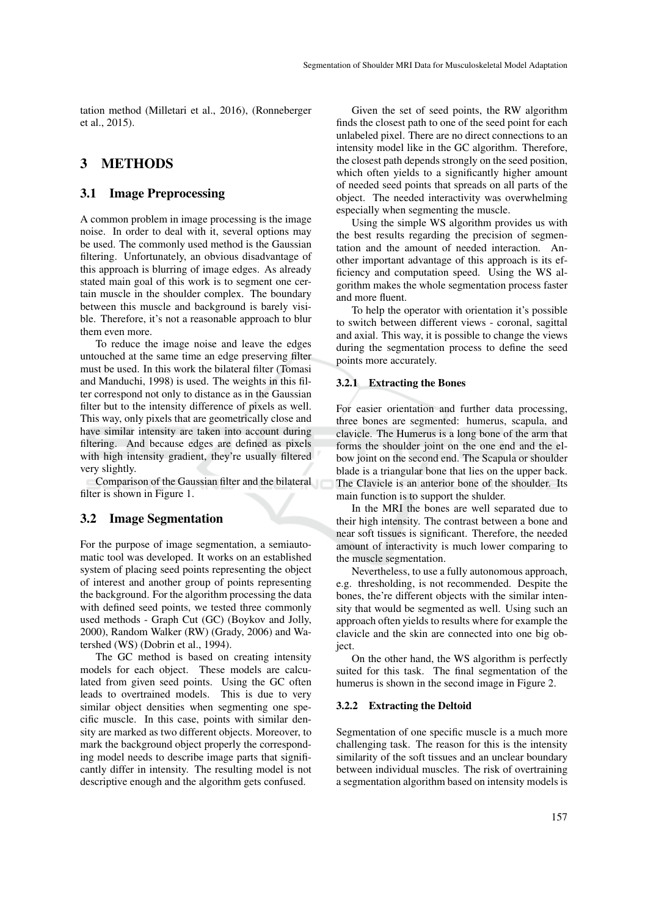tation method (Milletari et al., 2016), (Ronneberger et al., 2015).

# 3 METHODS

## 3.1 Image Preprocessing

A common problem in image processing is the image noise. In order to deal with it, several options may be used. The commonly used method is the Gaussian filtering. Unfortunately, an obvious disadvantage of this approach is blurring of image edges. As already stated main goal of this work is to segment one certain muscle in the shoulder complex. The boundary between this muscle and background is barely visible. Therefore, it's not a reasonable approach to blur them even more.

To reduce the image noise and leave the edges untouched at the same time an edge preserving filter must be used. In this work the bilateral filter (Tomasi and Manduchi, 1998) is used. The weights in this filter correspond not only to distance as in the Gaussian filter but to the intensity difference of pixels as well. This way, only pixels that are geometrically close and have similar intensity are taken into account during filtering. And because edges are defined as pixels with high intensity gradient, they're usually filtered very slightly.

Comparison of the Gaussian filter and the bilateral filter is shown in Figure 1.

## 3.2 Image Segmentation

For the purpose of image segmentation, a semiautomatic tool was developed. It works on an established system of placing seed points representing the object of interest and another group of points representing the background. For the algorithm processing the data with defined seed points, we tested three commonly used methods - Graph Cut (GC) (Boykov and Jolly, 2000), Random Walker (RW) (Grady, 2006) and Watershed (WS) (Dobrin et al., 1994).

The GC method is based on creating intensity models for each object. These models are calculated from given seed points. Using the GC often leads to overtrained models. This is due to very similar object densities when segmenting one specific muscle. In this case, points with similar density are marked as two different objects. Moreover, to mark the background object properly the corresponding model needs to describe image parts that significantly differ in intensity. The resulting model is not descriptive enough and the algorithm gets confused.

Given the set of seed points, the RW algorithm finds the closest path to one of the seed point for each unlabeled pixel. There are no direct connections to an intensity model like in the GC algorithm. Therefore, the closest path depends strongly on the seed position, which often yields to a significantly higher amount of needed seed points that spreads on all parts of the object. The needed interactivity was overwhelming especially when segmenting the muscle.

Using the simple WS algorithm provides us with the best results regarding the precision of segmentation and the amount of needed interaction. Another important advantage of this approach is its efficiency and computation speed. Using the WS algorithm makes the whole segmentation process faster and more fluent.

To help the operator with orientation it's possible to switch between different views - coronal, sagittal and axial. This way, it is possible to change the views during the segmentation process to define the seed points more accurately.

### 3.2.1 Extracting the Bones

For easier orientation and further data processing, three bones are segmented: humerus, scapula, and clavicle. The Humerus is a long bone of the arm that forms the shoulder joint on the one end and the elbow joint on the second end. The Scapula or shoulder blade is a triangular bone that lies on the upper back. The Clavicle is an anterior bone of the shoulder. Its main function is to support the shulder.

In the MRI the bones are well separated due to their high intensity. The contrast between a bone and near soft tissues is significant. Therefore, the needed amount of interactivity is much lower comparing to the muscle segmentation.

Nevertheless, to use a fully autonomous approach, e.g. thresholding, is not recommended. Despite the bones, the're different objects with the similar intensity that would be segmented as well. Using such an approach often yields to results where for example the clavicle and the skin are connected into one big object.

On the other hand, the WS algorithm is perfectly suited for this task. The final segmentation of the humerus is shown in the second image in Figure 2.

### 3.2.2 Extracting the Deltoid

Segmentation of one specific muscle is a much more challenging task. The reason for this is the intensity similarity of the soft tissues and an unclear boundary between individual muscles. The risk of overtraining a segmentation algorithm based on intensity models is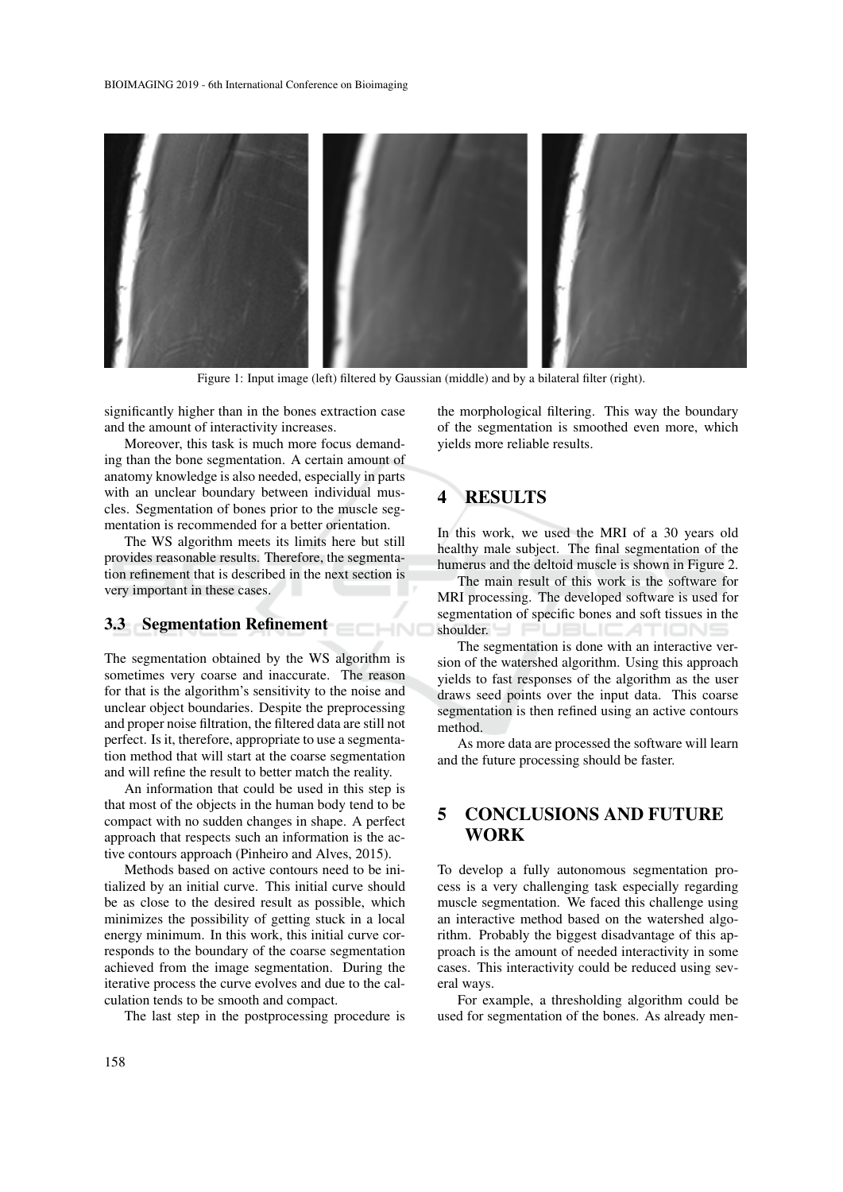Figure 1: Input image (left) filtered by Gaussian (middle) and by a bilateral filter (right).

significantly higher than in the bones extraction case and the amount of interactivity increases.

Moreover, this task is much more focus demanding than the bone segmentation. A certain amount of anatomy knowledge is also needed, especially in parts with an unclear boundary between individual muscles. Segmentation of bones prior to the muscle segmentation is recommended for a better orientation.

The WS algorithm meets its limits here but still provides reasonable results. Therefore, the segmentation refinement that is described in the next section is very important in these cases.

### 3.3 Segmentation Refinement

The segmentation obtained by the WS algorithm is sometimes very coarse and inaccurate. The reason for that is the algorithm's sensitivity to the noise and unclear object boundaries. Despite the preprocessing and proper noise filtration, the filtered data are still not perfect. Is it, therefore, appropriate to use a segmentation method that will start at the coarse segmentation and will refine the result to better match the reality.

An information that could be used in this step is that most of the objects in the human body tend to be compact with no sudden changes in shape. A perfect approach that respects such an information is the active contours approach (Pinheiro and Alves, 2015).

Methods based on active contours need to be initialized by an initial curve. This initial curve should be as close to the desired result as possible, which minimizes the possibility of getting stuck in a local energy minimum. In this work, this initial curve corresponds to the boundary of the coarse segmentation achieved from the image segmentation. During the iterative process the curve evolves and due to the calculation tends to be smooth and compact.

The last step in the postprocessing procedure is the morphological filtering. This way the boundary of the segmentation is smoothed even more, which yields more reliable results.

## 4 RESULTS

In this work, we used the MRI of a 30 years old healthy male subject. The final segmentation of the humerus and the deltoid muscle is shown in Figure 2.

The main result of this work is the software for MRI processing. The developed software is used for segmentation of specific bones and soft tissues in the shoulder.

The segmentation is done with an interactive version of the watershed algorithm. Using this approach yields to fast responses of the algorithm as the user draws seed points over the input data. This coarse segmentation is then refined using an active contours method.

As more data are processed the software will learn and the future processing should be faster.

## 5 CONCLUSIONS AND FUTURE WORK

To develop a fully autonomous segmentation process is a very challenging task especially regarding muscle segmentation. We faced this challenge using an interactive method based on the watershed algorithm. Probably the biggest disadvantage of this approach is the amount of needed interactivity in some cases. This interactivity could be reduced using several ways.

For example, a thresholding algorithm could be used for segmentation of the bones. As already men-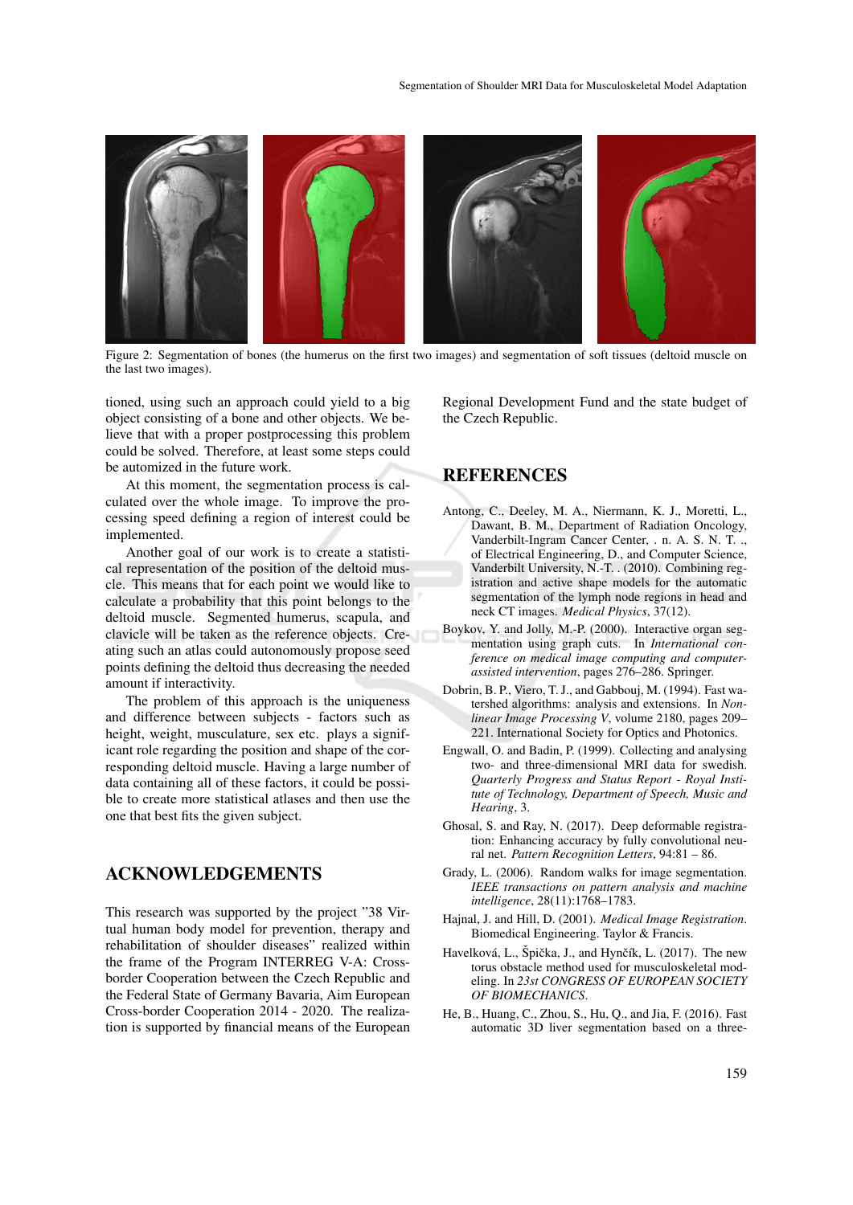Figure 2: Segmentation of bones (the humerus on the first two images) and segmentation of soft tissues (deltoid muscle on the last two images).

tioned, using such an approach could yield to a big object consisting of a bone and other objects. We believe that with a proper postprocessing this problem could be solved. Therefore, at least some steps could be automized in the future work.

At this moment, the segmentation process is calculated over the whole image. To improve the processing speed defining a region of interest could be implemented.

Another goal of our work is to create a statistical representation of the position of the deltoid muscle. This means that for each point we would like to calculate a probability that this point belongs to the deltoid muscle. Segmented humerus, scapula, and clavicle will be taken as the reference objects. Creating such an atlas could autonomously propose seed points defining the deltoid thus decreasing the needed amount if interactivity.

The problem of this approach is the uniqueness and difference between subjects - factors such as height, weight, musculature, sex etc. plays a significant role regarding the position and shape of the corresponding deltoid muscle. Having a large number of data containing all of these factors, it could be possible to create more statistical atlases and then use the one that best fits the given subject.

## ACKNOWLEDGEMENTS

This research was supported by the project "38 Virtual human body model for prevention, therapy and rehabilitation of shoulder diseases" realized within the frame of the Program INTERREG V-A: Cross-border Cooperation between the Czech Republic and the Federal State of Germany Bavaria, Aim European Cross-border Cooperation 2014 - 2020. The realization is supported by financial means of the European Regional Development Fund and the state budget of the Czech Republic.

## REFERENCES

Antong, C., Deeley, M. A., Niermann, K. J., Moretti, L., Dawant, B. M., Department of Radiation Oncology, Vanderbilt-Ingram Cancer Center, . n. A. S. N. T. ., of Electrical Engineering, D., and Computer Science, Vanderbilt University, N.-T. . (2010). Combining registration and active shape models for the automatic segmentation of the lymph node regions in head and neck CT images. *Medical Physics*, 37(12).

Boykov, Y. and Jolly, M.-P. (2000). Interactive organ segmentation using graph cuts. In *International conference on medical image computing and computer-assisted intervention*, pages 276–286. Springer.

Dobrin, B. P., Viero, T. J., and Gabbouj, M. (1994). Fast watershed algorithms: analysis and extensions. In *Nonlinear Image Processing V*, volume 2180, pages 209–221. International Society for Optics and Photonics.

Engwall, O. and Badin, P. (1999). Collecting and analysing two- and three-dimensional MRI data for swedish. *Quarterly Progress and Status Report - Royal Institute of Technology, Department of Speech, Music and Hearing*, 3.

Ghosal, S. and Ray, N. (2017). Deep deformable registration: Enhancing accuracy by fully convolutional neural net. *Pattern Recognition Letters*, 94:81 – 86.

Grady, L. (2006). Random walks for image segmentation. *IEEE transactions on pattern analysis and machine intelligence*, 28(11):1768–1783.

Hajnal, J. and Hill, D. (2001). *Medical Image Registration*. Biomedical Engineering. Taylor & Francis.

Havelková, L., Špička, J., and Hynčík, L. (2017). The new torus obstacle method used for musculoskeletal modeling. In *23st CONGRESS OF EUROPEAN SOCIETY OF BIOMECHANICS*.

He, B., Huang, C., Zhou, S., Hu, Q., and Jia, F. (2016). Fast automatic 3D liver segmentation based on a three-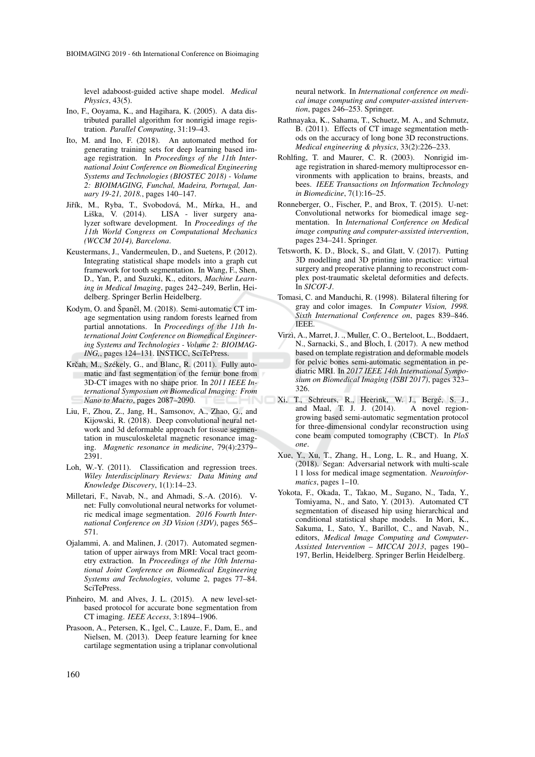level adaboost-guided active shape model. *Medical Physics*, 43(5).

Ino, F., Ooyama, K., and Hagihara, K. (2005). A data distributed parallel algorithm for nonrigid image registration. *Parallel Computing*, 31:19–43.

Ito, M. and Ino, F. (2018). An automated method for generating training sets for deep learning based image registration. In *Proceedings of the 11th International Joint Conference on Biomedical Engineering Systems and Technologies (BIOSTEC 2018) - Volume 2: BIOIMAGING, Funchal, Madeira, Portugal, January 19-21, 2018.*, pages 140–147.

Jiřík, M., Ryba, T., Svobodová, M., Mírka, H., and Liška, V. (2014). LISA - liver surgery analyzer software development. In *Proceedings of the 11th World Congress on Computational Mechanics (WCCM 2014), Barcelona*.

Keustermans, J., Vandermeulen, D., and Suetens, P. (2012). Integrating statistical shape models into a graph cut framework for tooth segmentation. In Wang, F., Shen, D., Yan, P., and Suzuki, K., editors, *Machine Learning in Medical Imaging*, pages 242–249, Berlin, Heidelberg. Springer Berlin Heidelberg.

Kodym, O. and Španěl, M. (2018). Semi-automatic CT image segmentation using random forests learned from partial annotations. In *Proceedings of the 11th International Joint Conference on Biomedical Engineering Systems and Technologies - Volume 2: BIOIMAGING,*, pages 124–131. INSTICC, SciTePress.

Krčah, M., Székely, G., and Blanc, R. (2011). Fully automatic and fast segmentation of the femur bone from 3D-CT images with no shape prior. In *2011 IEEE International Symposium on Biomedical Imaging: From Nano to Macro*, pages 2087–2090.

Liu, F., Zhou, Z., Jang, H., Samsonov, A., Zhao, G., and Kijowski, R. (2018). Deep convolutional neural network and 3d deformable approach for tissue segmentation in musculoskeletal magnetic resonance imaging. *Magnetic resonance in medicine*, 79(4):2379–2391.

Loh, W.-Y. (2011). Classification and regression trees. *Wiley Interdisciplinary Reviews: Data Mining and Knowledge Discovery*, 1(1):14–23.

Milletari, F., Navab, N., and Ahmadi, S.-A. (2016). V-net: Fully convolutional neural networks for volumetric medical image segmentation. *2016 Fourth International Conference on 3D Vision (3DV)*, pages 565–571.

Ojalammi, A. and Malinen, J. (2017). Automated segmentation of upper airways from MRI: Vocal tract geometry extraction. In *Proceedings of the 10th International Joint Conference on Biomedical Engineering Systems and Technologies*, volume 2, pages 77–84. SciTePress.

Pinheiro, M. and Alves, J. L. (2015). A new level-set-based protocol for accurate bone segmentation from CT imaging. *IEEE Access*, 3:1894–1906.

Prasoon, A., Petersen, K., Igel, C., Lauze, F., Dam, E., and Nielsen, M. (2013). Deep feature learning for knee cartilage segmentation using a triplanar convolutional neural network. In *International conference on medical image computing and computer-assisted intervention*, pages 246–253. Springer.

Rathnayaka, K., Sahama, T., Schuetz, M. A., and Schmutz, B. (2011). Effects of CT image segmentation methods on the accuracy of long bone 3D reconstructions. *Medical engineering & physics*, 33(2):226–233.

Rohlfing, T. and Maurer, C. R. (2003). Nonrigid image registration in shared-memory multiprocessor environments with application to brains, breasts, and bees. *IEEE Transactions on Information Technology in Biomedicine*, 7(1):16–25.

Ronneberger, O., Fischer, P., and Brox, T. (2015). U-net: Convolutional networks for biomedical image segmentation. In *International Conference on Medical image computing and computer-assisted intervention*, pages 234–241. Springer.

Tetsworth, K. D., Block, S., and Glatt, V. (2017). Putting 3D modelling and 3D printing into practice: virtual surgery and preoperative planning to reconstruct complex post-traumatic skeletal deformities and defects. In *SICOT-J*.

Tomasi, C. and Manduchi, R. (1998). Bilateral filtering for gray and color images. In *Computer Vision, 1998. Sixth International Conference on*, pages 839–846. IEEE.

Virzì, A., Marret, J. ., Muller, C. O., Berteloot, L., Boddaert, N., Sarnacki, S., and Bloch, I. (2017). A new method based on template registration and deformable models for pelvic bones semi-automatic segmentation in pediatric MRI. In *2017 IEEE 14th International Symposium on Biomedical Imaging (ISBI 2017)*, pages 323–326.

Xi, T., Schreurs, R., Heerink, W. J., Bergé, S. J., and Maal, T. J. J. (2014). A novel region-growing based semi-automatic segmentation protocol for three-dimensional condylar reconstruction using cone beam computed tomography (CBCT). In *PloS one*.

Xue, Y., Xu, T., Zhang, H., Long, L. R., and Huang, X. (2018). Segan: Adversarial network with multi-scale l 1 loss for medical image segmentation. *Neuroinformatics*, pages 1–10.

Yokota, F., Okada, T., Takao, M., Sugano, N., Tada, Y., Tomiyama, N., and Sato, Y. (2013). Automated CT segmentation of diseased hip using hierarchical and conditional statistical shape models. In Mori, K., Sakuma, I., Sato, Y., Barillot, C., and Navab, N., editors, *Medical Image Computing and Computer-Assisted Intervention – MICCAI 2013*, pages 190–197, Berlin, Heidelberg. Springer Berlin Heidelberg.